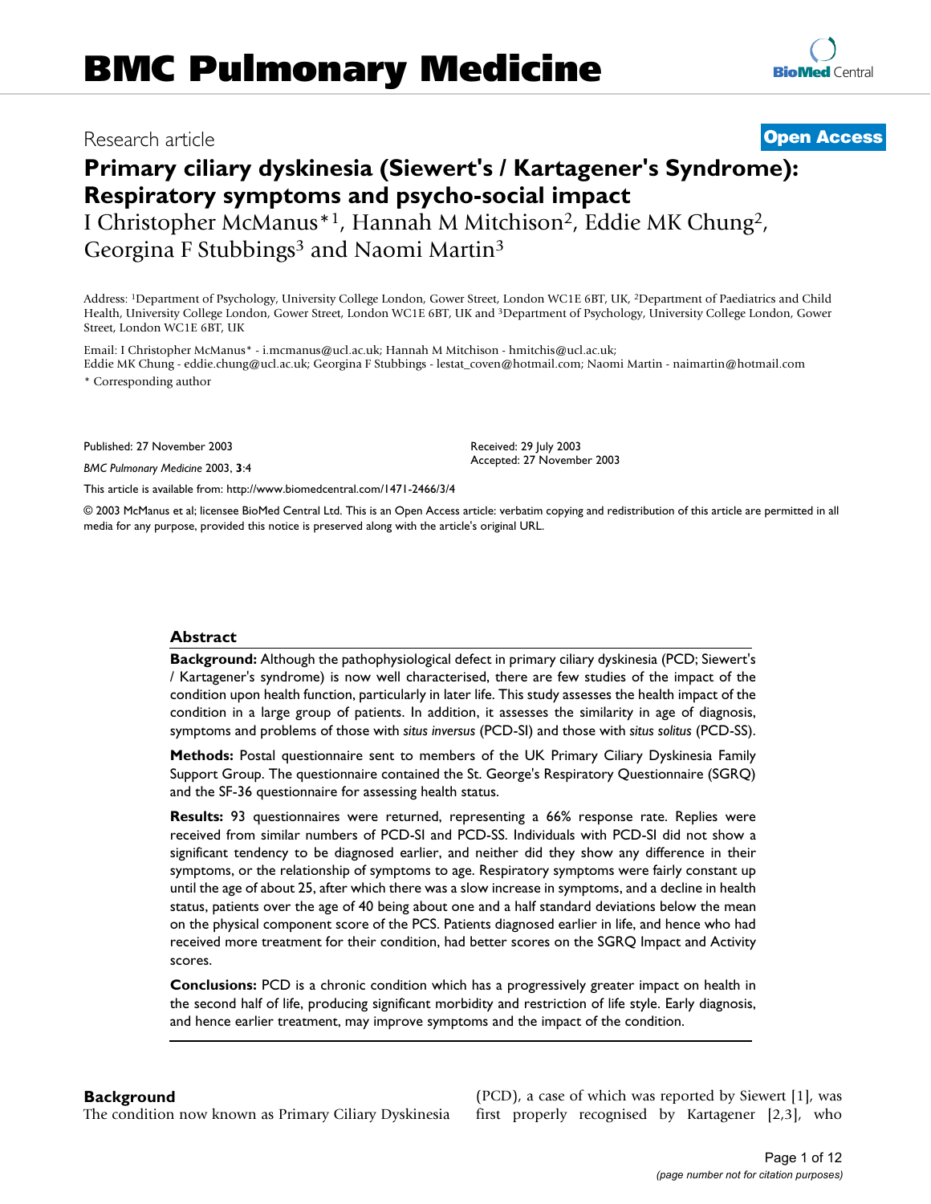# BMC Pulmonary Medicine

Research article **Open Access**

## Primary ciliary dyskinesia (Siewert's / Kartagener's Syndrome): Respiratory symptoms and psycho-social impact

I Christopher McManus*[1], Hannah M Mitchison[2], Eddie MK Chung[2], Georgina F Stubbings[3] and Naomi Martin[3]

Address: [1]Department of Psychology, University College London, Gower Street, London WC1E 6BT, UK, [2]Department of Paediatrics and Child Health, University College London, Gower Street, London WC1E 6BT, UK and [3]Department of Psychology, University College London, Gower Street, London WC1E 6BT, UK

Email: I Christopher McManus* - i.mcmanus@ucl.ac.uk; Hannah M Mitchison - hmitchis@ucl.ac.uk; Eddie MK Chung - eddie.chung@ucl.ac.uk; Georgina F Stubbings - lestat_coven@hotmail.com; Naomi Martin - naimartin@hotmail.com

* Corresponding author

Published: 27 November 2003

*BMC Pulmonary Medicine* 2003, **3**:4

Received: 29 July 2003
Accepted: 27 November 2003

This article is available from: http://www.biomedcentral.com/1471-2466/3/4

© 2003 McManus et al; licensee BioMed Central Ltd. This is an Open Access article: verbatim copying and redistribution of this article are permitted in all media for any purpose, provided this notice is preserved along with the article's original URL.

### Abstract

**Background:** Although the pathophysiological defect in primary ciliary dyskinesia (PCD; Siewert's / Kartagener's syndrome) is now well characterised, there are few studies of the impact of the condition upon health function, particularly in later life. This study assesses the health impact of the condition in a large group of patients. In addition, it assesses the similarity in age of diagnosis, symptoms and problems of those with *situs inversus* (PCD-SI) and those with *situs solitus* (PCD-SS).

**Methods:** Postal questionnaire sent to members of the UK Primary Ciliary Dyskinesia Family Support Group. The questionnaire contained the St. George's Respiratory Questionnaire (SGRQ) and the SF-36 questionnaire for assessing health status.

**Results:** 93 questionnaires were returned, representing a 66% response rate. Replies were received from similar numbers of PCD-SI and PCD-SS. Individuals with PCD-SI did not show a significant tendency to be diagnosed earlier, and neither did they show any difference in their symptoms, or the relationship of symptoms to age. Respiratory symptoms were fairly constant up until the age of about 25, after which there was a slow increase in symptoms, and a decline in health status, patients over the age of 40 being about one and a half standard deviations below the mean on the physical component score of the PCS. Patients diagnosed earlier in life, and hence who had received more treatment for their condition, had better scores on the SGRQ Impact and Activity scores.

**Conclusions:** PCD is a chronic condition which has a progressively greater impact on health in the second half of life, producing significant morbidity and restriction of life style. Early diagnosis, and hence earlier treatment, may improve symptoms and the impact of the condition.

### Background

The condition now known as Primary Ciliary Dyskinesia (PCD), a case of which was reported by Siewert [1], was first properly recognised by Kartagener [2,3], who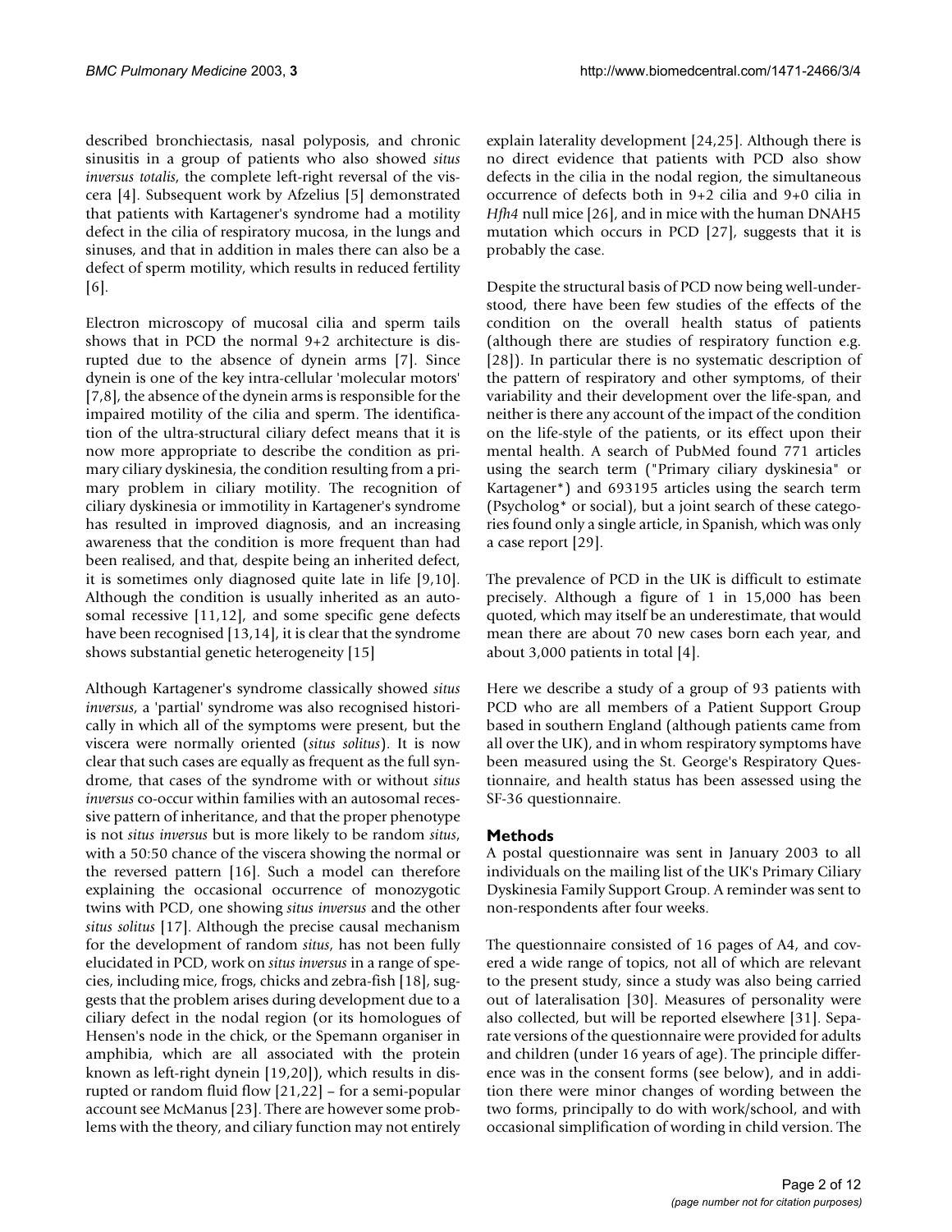described bronchiectasis, nasal polyposis, and chronic sinusitis in a group of patients who also showed *situs inversus totalis*, the complete left-right reversal of the viscera [4]. Subsequent work by Afzelius [5] demonstrated that patients with Kartagener's syndrome had a motility defect in the cilia of respiratory mucosa, in the lungs and sinuses, and that in addition in males there can also be a defect of sperm motility, which results in reduced fertility [6].

Electron microscopy of mucosal cilia and sperm tails shows that in PCD the normal 9+2 architecture is disrupted due to the absence of dynein arms [7]. Since dynein is one of the key intra-cellular 'molecular motors' [7,8], the absence of the dynein arms is responsible for the impaired motility of the cilia and sperm. The identification of the ultra-structural ciliary defect means that it is now more appropriate to describe the condition as primary ciliary dyskinesia, the condition resulting from a primary problem in ciliary motility. The recognition of ciliary dyskinesia or immotility in Kartagener's syndrome has resulted in improved diagnosis, and an increasing awareness that the condition is more frequent than had been realised, and that, despite being an inherited defect, it is sometimes only diagnosed quite late in life [9,10]. Although the condition is usually inherited as an autosomal recessive [11,12], and some specific gene defects have been recognised [13,14], it is clear that the syndrome shows substantial genetic heterogeneity [15]

Although Kartagener's syndrome classically showed *situs inversus*, a 'partial' syndrome was also recognised historically in which all of the symptoms were present, but the viscera were normally oriented (*situs solitus*). It is now clear that such cases are equally as frequent as the full syndrome, that cases of the syndrome with or without *situs inversus* co-occur within families with an autosomal recessive pattern of inheritance, and that the proper phenotype is not *situs inversus* but is more likely to be random *situs*, with a 50:50 chance of the viscera showing the normal or the reversed pattern [16]. Such a model can therefore explaining the occasional occurrence of monozygotic twins with PCD, one showing *situs inversus* and the other *situs solitus* [17]. Although the precise causal mechanism for the development of random *situs*, has not been fully elucidated in PCD, work on *situs inversus* in a range of species, including mice, frogs, chicks and zebra-fish [18], suggests that the problem arises during development due to a ciliary defect in the nodal region (or its homologues of Hensen's node in the chick, or the Spemann organiser in amphibia, which are all associated with the protein known as left-right dynein [19,20]), which results in disrupted or random fluid flow [21,22] – for a semi-popular account see McManus [23]. There are however some problems with the theory, and ciliary function may not entirely explain laterality development [24,25]. Although there is no direct evidence that patients with PCD also show defects in the cilia in the nodal region, the simultaneous occurrence of defects both in 9+2 cilia and 9+0 cilia in *Hfh4* null mice [26], and in mice with the human DNAH5 mutation which occurs in PCD [27], suggests that it is probably the case.

Despite the structural basis of PCD now being well-understood, there have been few studies of the effects of the condition on the overall health status of patients (although there are studies of respiratory function e.g. [28]). In particular there is no systematic description of the pattern of respiratory and other symptoms, of their variability and their development over the life-span, and neither is there any account of the impact of the condition on the life-style of the patients, or its effect upon their mental health. A search of PubMed found 771 articles using the search term ("Primary ciliary dyskinesia" or Kartagener*) and 693195 articles using the search term (Psycholog* or social), but a joint search of these categories found only a single article, in Spanish, which was only a case report [29].

The prevalence of PCD in the UK is difficult to estimate precisely. Although a figure of 1 in 15,000 has been quoted, which may itself be an underestimate, that would mean there are about 70 new cases born each year, and about 3,000 patients in total [4].

Here we describe a study of a group of 93 patients with PCD who are all members of a Patient Support Group based in southern England (although patients came from all over the UK), and in whom respiratory symptoms have been measured using the St. George's Respiratory Questionnaire, and health status has been assessed using the SF-36 questionnaire.

## Methods

A postal questionnaire was sent in January 2003 to all individuals on the mailing list of the UK's Primary Ciliary Dyskinesia Family Support Group. A reminder was sent to non-respondents after four weeks.

The questionnaire consisted of 16 pages of A4, and covered a wide range of topics, not all of which are relevant to the present study, since a study was also being carried out of lateralisation [30]. Measures of personality were also collected, but will be reported elsewhere [31]. Separate versions of the questionnaire were provided for adults and children (under 16 years of age). The principle difference was in the consent forms (see below), and in addition there were minor changes of wording between the two forms, principally to do with work/school, and with occasional simplification of wording in child version. The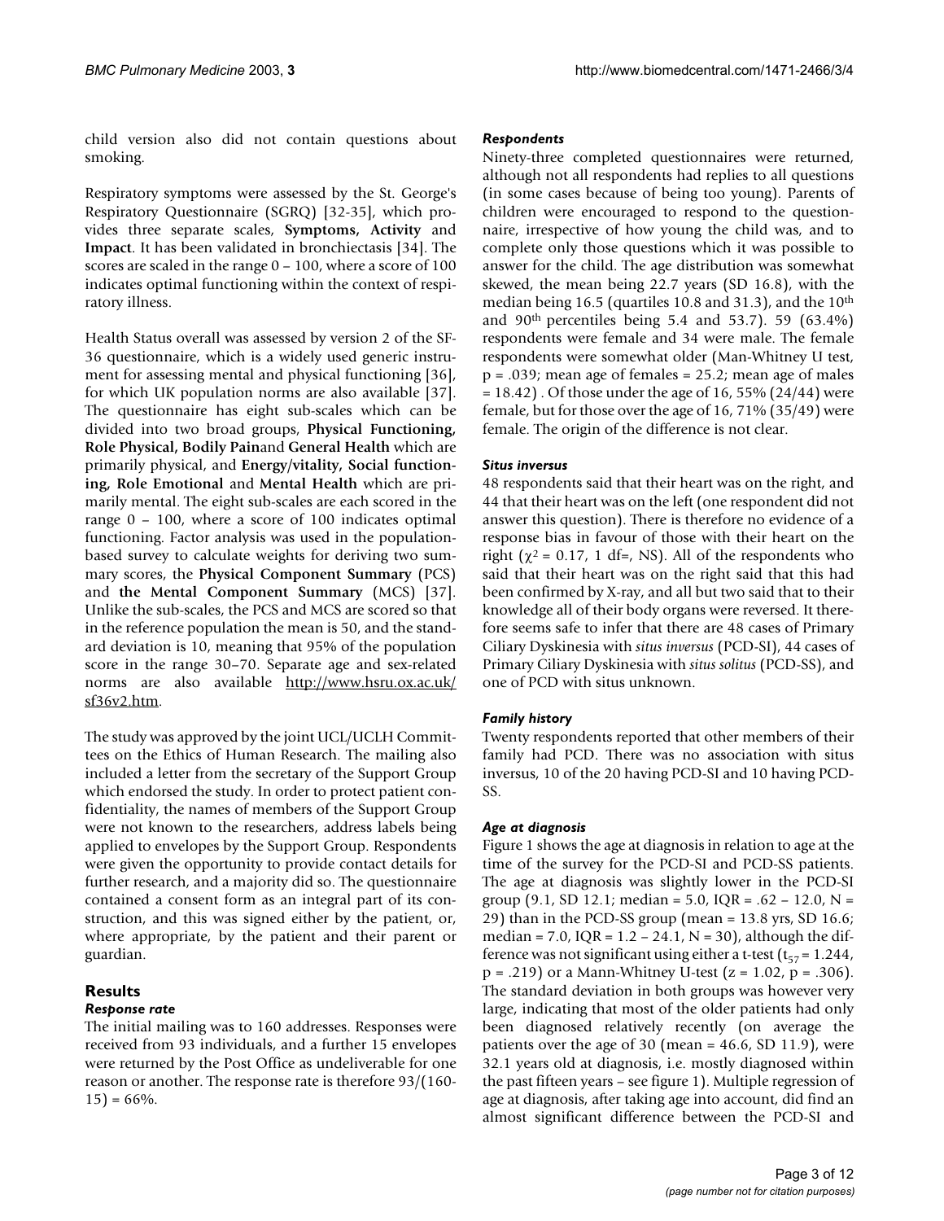child version also did not contain questions about smoking.

Respiratory symptoms were assessed by the St. George's Respiratory Questionnaire (SGRQ) [32-35], which provides three separate scales, **Symptoms, Activity** and **Impact**. It has been validated in bronchiectasis [34]. The scores are scaled in the range 0 – 100, where a score of 100 indicates optimal functioning within the context of respiratory illness.

Health Status overall was assessed by version 2 of the SF-36 questionnaire, which is a widely used generic instrument for assessing mental and physical functioning [36], for which UK population norms are also available [37]. The questionnaire has eight sub-scales which can be divided into two broad groups, **Physical Functioning, Role Physical, Bodily Pain**and **General Health** which are primarily physical, and **Energy/vitality, Social functioning, Role Emotional** and **Mental Health** which are primarily mental. The eight sub-scales are each scored in the range 0 – 100, where a score of 100 indicates optimal functioning. Factor analysis was used in the population-based survey to calculate weights for deriving two summary scores, the **Physical Component Summary** (PCS) and **the Mental Component Summary** (MCS) [37]. Unlike the sub-scales, the PCS and MCS are scored so that in the reference population the mean is 50, and the standard deviation is 10, meaning that 95% of the population score in the range 30–70. Separate age and sex-related norms are also available http://www.hsru.ox.ac.uk/sf36v2.htm.

The study was approved by the joint UCL/UCLH Committees on the Ethics of Human Research. The mailing also included a letter from the secretary of the Support Group which endorsed the study. In order to protect patient confidentiality, the names of members of the Support Group were not known to the researchers, address labels being applied to envelopes by the Support Group. Respondents were given the opportunity to provide contact details for further research, and a majority did so. The questionnaire contained a consent form as an integral part of its construction, and this was signed either by the patient, or, where appropriate, by the patient and their parent or guardian.

## Results

### *Response rate*

The initial mailing was to 160 addresses. Responses were received from 93 individuals, and a further 15 envelopes were returned by the Post Office as undeliverable for one reason or another. The response rate is therefore 93/(160-15) = 66%.

### *Respondents*

Ninety-three completed questionnaires were returned, although not all respondents had replies to all questions (in some cases because of being too young). Parents of children were encouraged to respond to the questionnaire, irrespective of how young the child was, and to complete only those questions which it was possible to answer for the child. The age distribution was somewhat skewed, the mean being 22.7 years (SD 16.8), with the median being 16.5 (quartiles 10.8 and 31.3), and the 10th and 90th percentiles being 5.4 and 53.7). 59 (63.4%) respondents were female and 34 were male. The female respondents were somewhat older (Man-Whitney U test, p = .039; mean age of females = 25.2; mean age of males = 18.42) . Of those under the age of 16, 55% (24/44) were female, but for those over the age of 16, 71% (35/49) were female. The origin of the difference is not clear.

### *Situs inversus*

48 respondents said that their heart was on the right, and 44 that their heart was on the left (one respondent did not answer this question). There is therefore no evidence of a response bias in favour of those with their heart on the right ($\chi^2$ = 0.17, 1 df=, NS). All of the respondents who said that their heart was on the right said that this had been confirmed by X-ray, and all but two said that to their knowledge all of their body organs were reversed. It therefore seems safe to infer that there are 48 cases of Primary Ciliary Dyskinesia with *situs inversus* (PCD-SI), 44 cases of Primary Ciliary Dyskinesia with *situs solitus* (PCD-SS), and one of PCD with situs unknown.

### *Family history*

Twenty respondents reported that other members of their family had PCD. There was no association with situs inversus, 10 of the 20 having PCD-SI and 10 having PCD-SS.

### *Age at diagnosis*

Figure 1 shows the age at diagnosis in relation to age at the time of the survey for the PCD-SI and PCD-SS patients. The age at diagnosis was slightly lower in the PCD-SI group (9.1, SD 12.1; median = 5.0, IQR = .62 – 12.0, N = 29) than in the PCD-SS group (mean = 13.8 yrs, SD 16.6; median = 7.0, IQR = 1.2 – 24.1, N = 30), although the difference was not significant using either a t-test ($t_{57}$ = 1.244, p = .219) or a Mann-Whitney U-test (z = 1.02, p = .306). The standard deviation in both groups was however very large, indicating that most of the older patients had only been diagnosed relatively recently (on average the patients over the age of 30 (mean = 46.6, SD 11.9), were 32.1 years old at diagnosis, i.e. mostly diagnosed within the past fifteen years – see figure 1). Multiple regression of age at diagnosis, after taking age into account, did find an almost significant difference between the PCD-SI and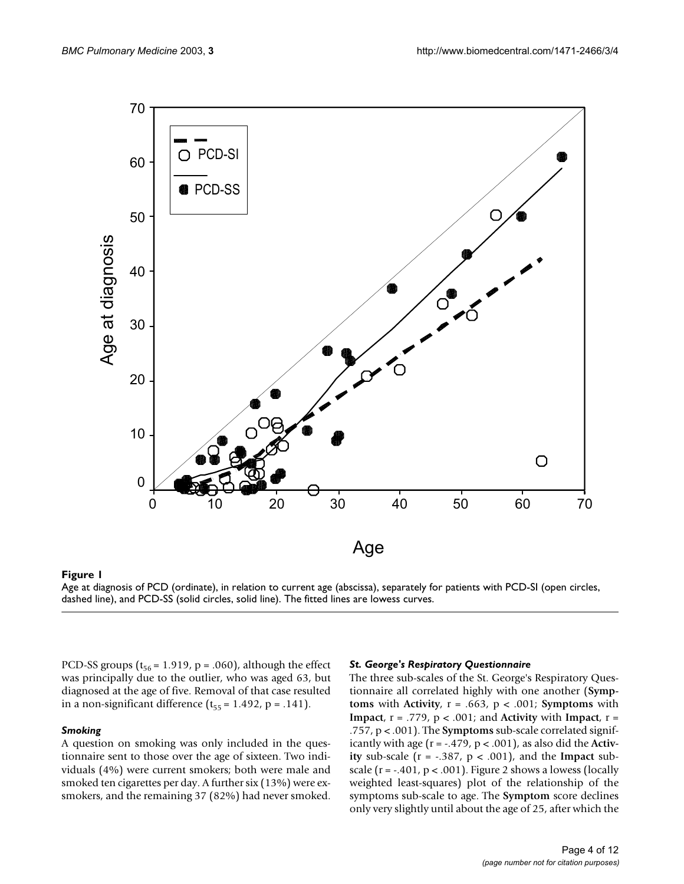**Figure 1**

Age at diagnosis of PCD (ordinate), in relation to current age (abscissa), separately for patients with PCD-SI (open circles, dashed line), and PCD-SS (solid circles, solid line). The fitted lines are lowess curves.

PCD-SS groups ($t_{56}$ = 1.919, p = .060), although the effect was principally due to the outlier, who was aged 63, but diagnosed at the age of five. Removal of that case resulted in a non-significant difference ($t_{55}$ = 1.492, p = .141).

### *Smoking*

A question on smoking was only included in the questionnaire sent to those over the age of sixteen. Two individuals (4%) were current smokers; both were male and smoked ten cigarettes per day. A further six (13%) were ex-smokers, and the remaining 37 (82%) had never smoked.

### *St. George's Respiratory Questionnaire*

The three sub-scales of the St. George's Respiratory Questionnaire all correlated highly with one another (**Symptoms** with **Activity**, r = .663, p < .001; **Symptoms** with **Impact**, r = .779, p < .001; and **Activity** with **Impact**, r = .757, p < .001). The **Symptoms** sub-scale correlated significantly with age (r = -.479, p < .001), as also did the **Activity** sub-scale (r = -.387, p < .001), and the **Impact** sub-scale (r = -.401, p < .001). Figure 2 shows a lowess (locally weighted least-squares) plot of the relationship of the symptoms sub-scale to age. The **Symptom** score declines only very slightly until about the age of 25, after which the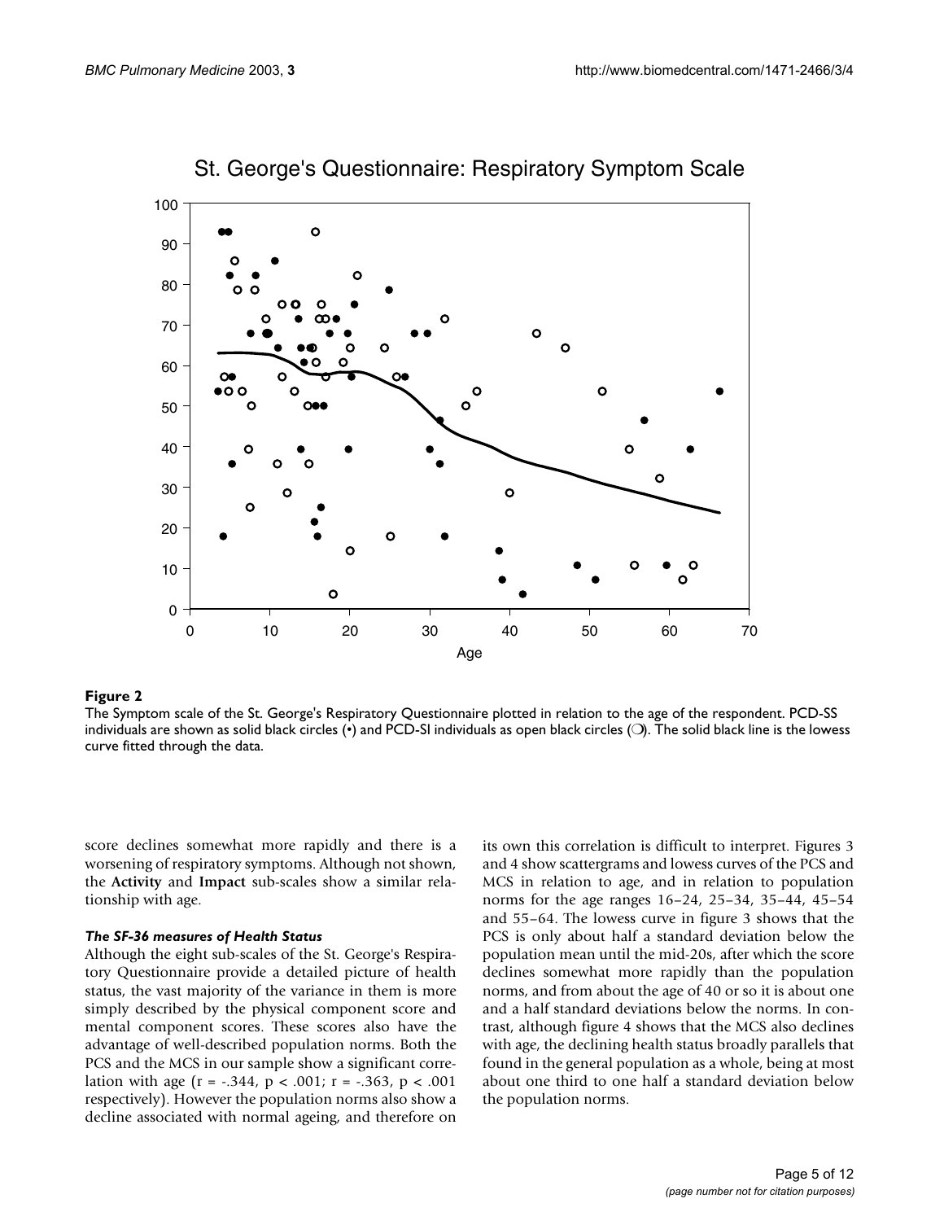**Figure 2**

The Symptom scale of the St. George's Respiratory Questionnaire plotted in relation to the age of the respondent. PCD-SS individuals are shown as solid black circles (•) and PCD-SI individuals as open black circles (❍). The solid black line is the lowess curve fitted through the data.

score declines somewhat more rapidly and there is a worsening of respiratory symptoms. Although not shown, the **Activity** and **Impact** sub-scales show a similar relationship with age.

### *The SF-36 measures of Health Status*

Although the eight sub-scales of the St. George's Respiratory Questionnaire provide a detailed picture of health status, the vast majority of the variance in them is more simply described by the physical component score and mental component scores. These scores also have the advantage of well-described population norms. Both the PCS and the MCS in our sample show a significant correlation with age ($r = -.344$, $p < .001$; $r = -.363$, $p < .001$ respectively). However the population norms also show a decline associated with normal ageing, and therefore on its own this correlation is difficult to interpret. Figures 3 and 4 show scattergrams and lowess curves of the PCS and MCS in relation to age, and in relation to population norms for the age ranges 16–24, 25–34, 35–44, 45–54 and 55–64. The lowess curve in figure 3 shows that the PCS is only about half a standard deviation below the population mean until the mid-20s, after which the score declines somewhat more rapidly than the population norms, and from about the age of 40 or so it is about one and a half standard deviations below the norms. In contrast, although figure 4 shows that the MCS also declines with age, the declining health status broadly parallels that found in the general population as a whole, being at most about one third to one half a standard deviation below the population norms.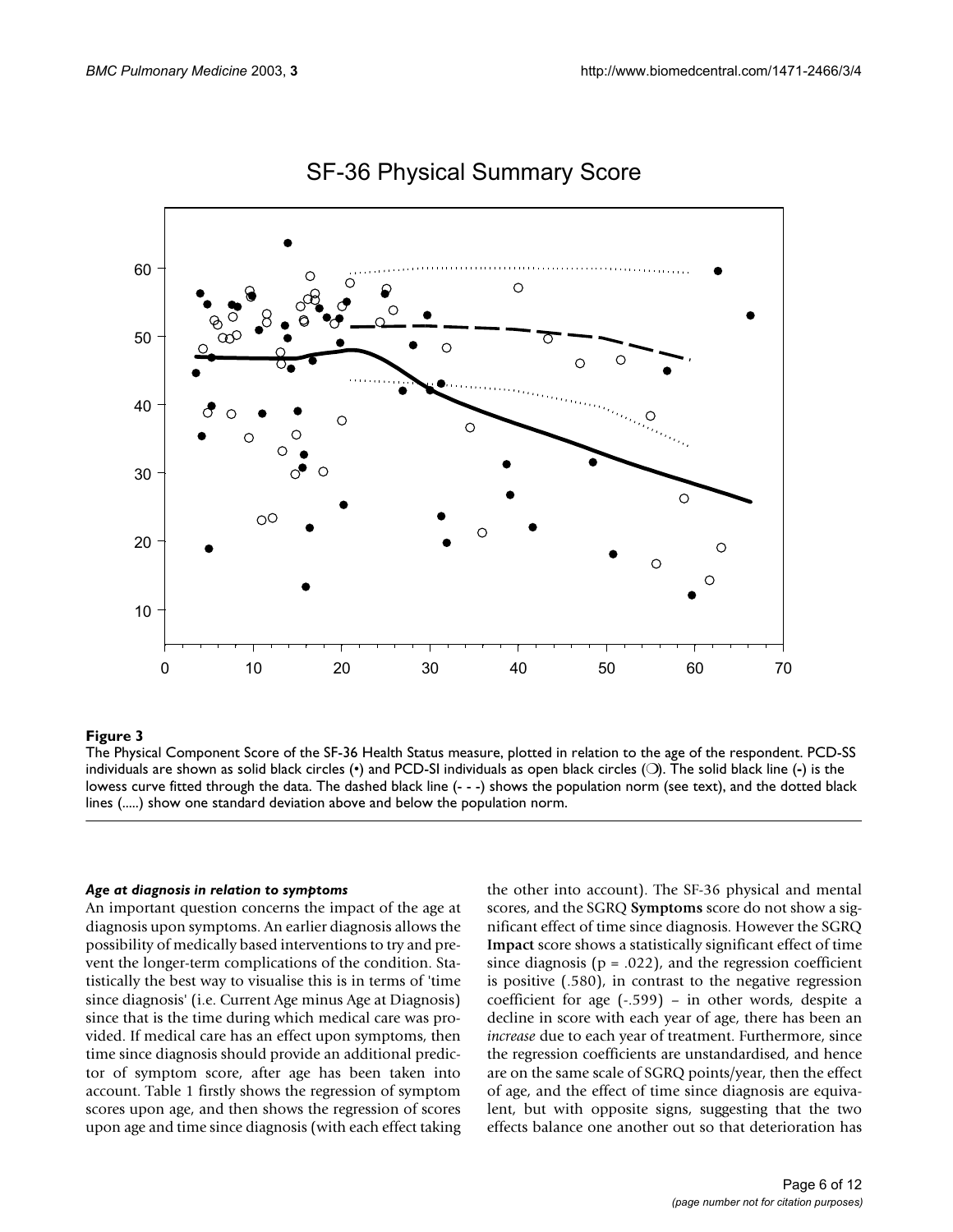**Figure 3**

The Physical Component Score of the SF-36 Health Status measure, plotted in relation to the age of the respondent. PCD-SS individuals are shown as solid black circles (•) and PCD-SI individuals as open black circles (❍). The solid black line (-) is the lowess curve fitted through the data. The dashed black line (- - -) shows the population norm (see text), and the dotted black lines (.....) show one standard deviation above and below the population norm.

### *Age at diagnosis in relation to symptoms*

An important question concerns the impact of the age at diagnosis upon symptoms. An earlier diagnosis allows the possibility of medically based interventions to try and prevent the longer-term complications of the condition. Statistically the best way to visualise this is in terms of 'time since diagnosis' (i.e. Current Age minus Age at Diagnosis) since that is the time during which medical care was provided. If medical care has an effect upon symptoms, then time since diagnosis should provide an additional predictor of symptom score, after age has been taken into account. Table 1 firstly shows the regression of symptom scores upon age, and then shows the regression of scores upon age and time since diagnosis (with each effect taking the other into account). The SF-36 physical and mental scores, and the SGRQ **Symptoms** score do not show a significant effect of time since diagnosis. However the SGRQ **Impact** score shows a statistically significant effect of time since diagnosis ($p = .022$), and the regression coefficient is positive (.580), in contrast to the negative regression coefficient for age (-.599) – in other words, despite a decline in score with each year of age, there has been an *increase* due to each year of treatment. Furthermore, since the regression coefficients are unstandardised, and hence are on the same scale of SGRQ points/year, then the effect of age, and the effect of time since diagnosis are equivalent, but with opposite signs, suggesting that the two effects balance one another out so that deterioration has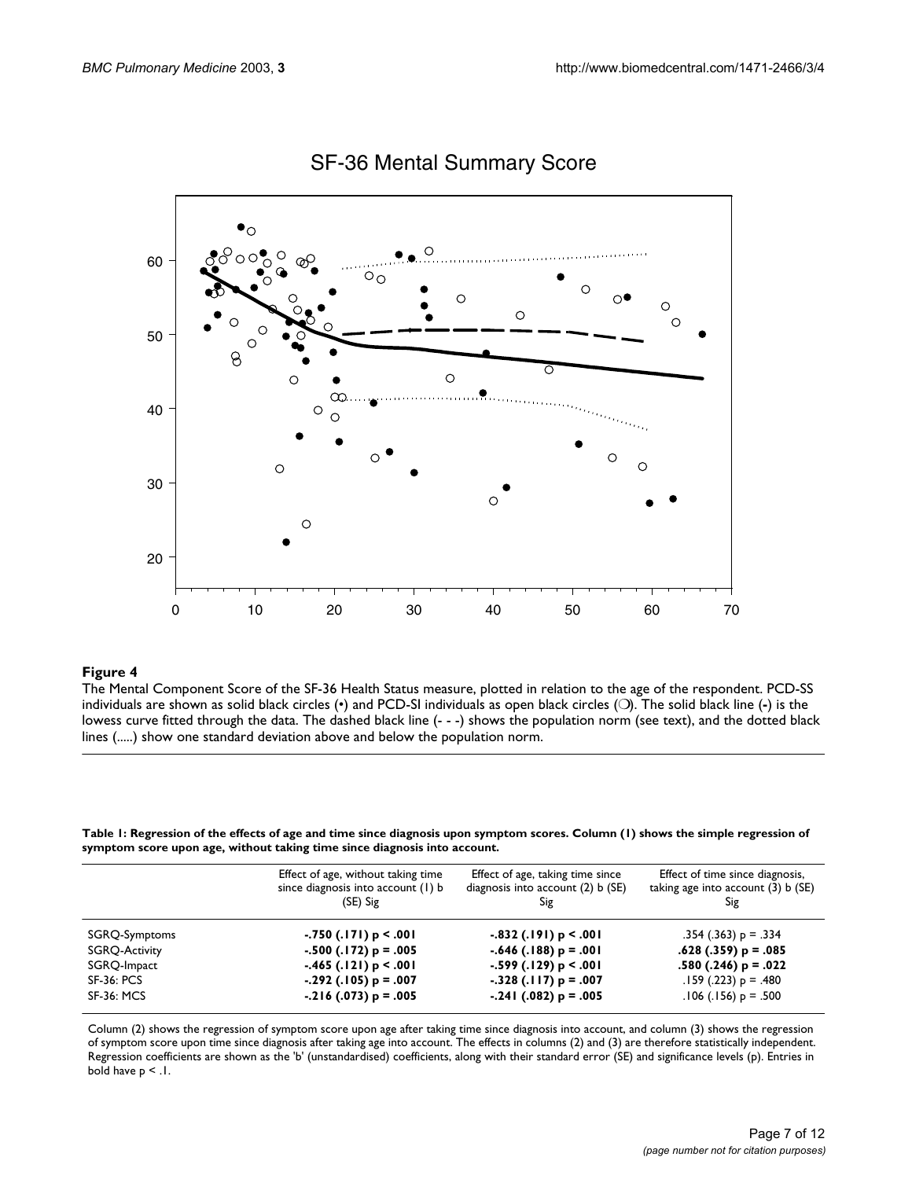SF-36 Mental Summary Score

**Figure 4**

The Mental Component Score of the SF-36 Health Status measure, plotted in relation to the age of the respondent. PCD-SS individuals are shown as solid black circles (•) and PCD-SI individuals as open black circles (○). The solid black line (-) is the lowess curve fitted through the data. The dashed black line (- - -) shows the population norm (see text), and the dotted black lines (.....) show one standard deviation above and below the population norm.

**Table 1: Regression of the effects of age and time since diagnosis upon symptom scores. Column (1) shows the simple regression of symptom score upon age, without taking time since diagnosis into account.**

| | Effect of age, without taking time since diagnosis into account (1) b (SE) Sig | Effect of age, taking time since diagnosis into account (2) b (SE) Sig | Effect of time since diagnosis, taking age into account (3) b (SE) Sig |
|---|---|---|---|
| SGRQ-Symptoms | **-.750 (.171) p < .001** | **-.832 (.191) p < .001** | .354 (.363) p = .334 |
| SGRQ-Activity | **-.500 (.172) p = .005** | **-.646 (.188) p = .001** | **.628 (.359) p = .085** |
| SGRQ-Impact | **-.465 (.121) p < .001** | **-.599 (.129) p < .001** | **.580 (.246) p = .022** |
| SF-36: PCS | **-.292 (.105) p = .007** | **-.328 (.117) p = .007** | .159 (.223) p = .480 |
| SF-36: MCS | **-.216 (.073) p = .005** | **-.241 (.082) p = .005** | .106 (.156) p = .500 |

Column (2) shows the regression of symptom score upon age after taking time since diagnosis into account, and column (3) shows the regression of symptom score upon time since diagnosis after taking age into account. The effects in columns (2) and (3) are therefore statistically independent. Regression coefficients are shown as the 'b' (unstandardised) coefficients, along with their standard error (SE) and significance levels (p). Entries in bold have $p < .1$.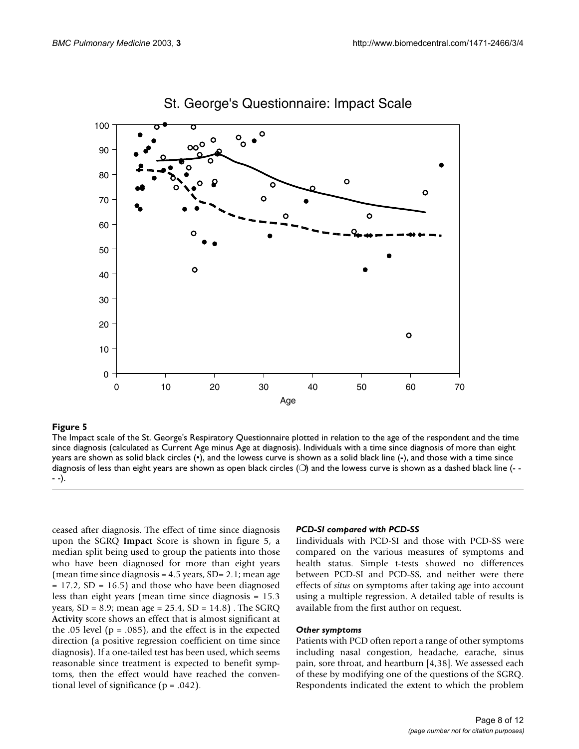**Figure 5**

The Impact scale of the St. George's Respiratory Questionnaire plotted in relation to the age of the respondent and the time since diagnosis (calculated as Current Age minus Age at diagnosis). Individuals with a time since diagnosis of more than eight years are shown as solid black circles (•), and the lowess curve is shown as a solid black line (-), and those with a time since diagnosis of less than eight years are shown as open black circles (❍) and the lowess curve is shown as a dashed black line (- - - -).

ceased after diagnosis. The effect of time since diagnosis upon the SGRQ **Impact** Score is shown in figure 5, a median split being used to group the patients into those who have been diagnosed for more than eight years (mean time since diagnosis = 4.5 years, SD= 2.1; mean age = 17.2, SD = 16.5) and those who have been diagnosed less than eight years (mean time since diagnosis = 15.3 years, SD = 8.9; mean age = 25.4, SD = 14.8) . The SGRQ **Activity** score shows an effect that is almost significant at the .05 level (p = .085), and the effect is in the expected direction (a positive regression coefficient on time since diagnosis). If a one-tailed test has been used, which seems reasonable since treatment is expected to benefit symptoms, then the effect would have reached the conventional level of significance (p = .042).

#### *PCD-SI compared with PCD-SS*

Iindividuals with PCD-SI and those with PCD-SS were compared on the various measures of symptoms and health status. Simple t-tests showed no differences between PCD-SI and PCD-SS, and neither were there effects of *situs* on symptoms after taking age into account using a multiple regression. A detailed table of results is available from the first author on request.

#### *Other symptoms*

Patients with PCD often report a range of other symptoms including nasal congestion, headache, earache, sinus pain, sore throat, and heartburn [4,38]. We assessed each of these by modifying one of the questions of the SGRQ. Respondents indicated the extent to which the problem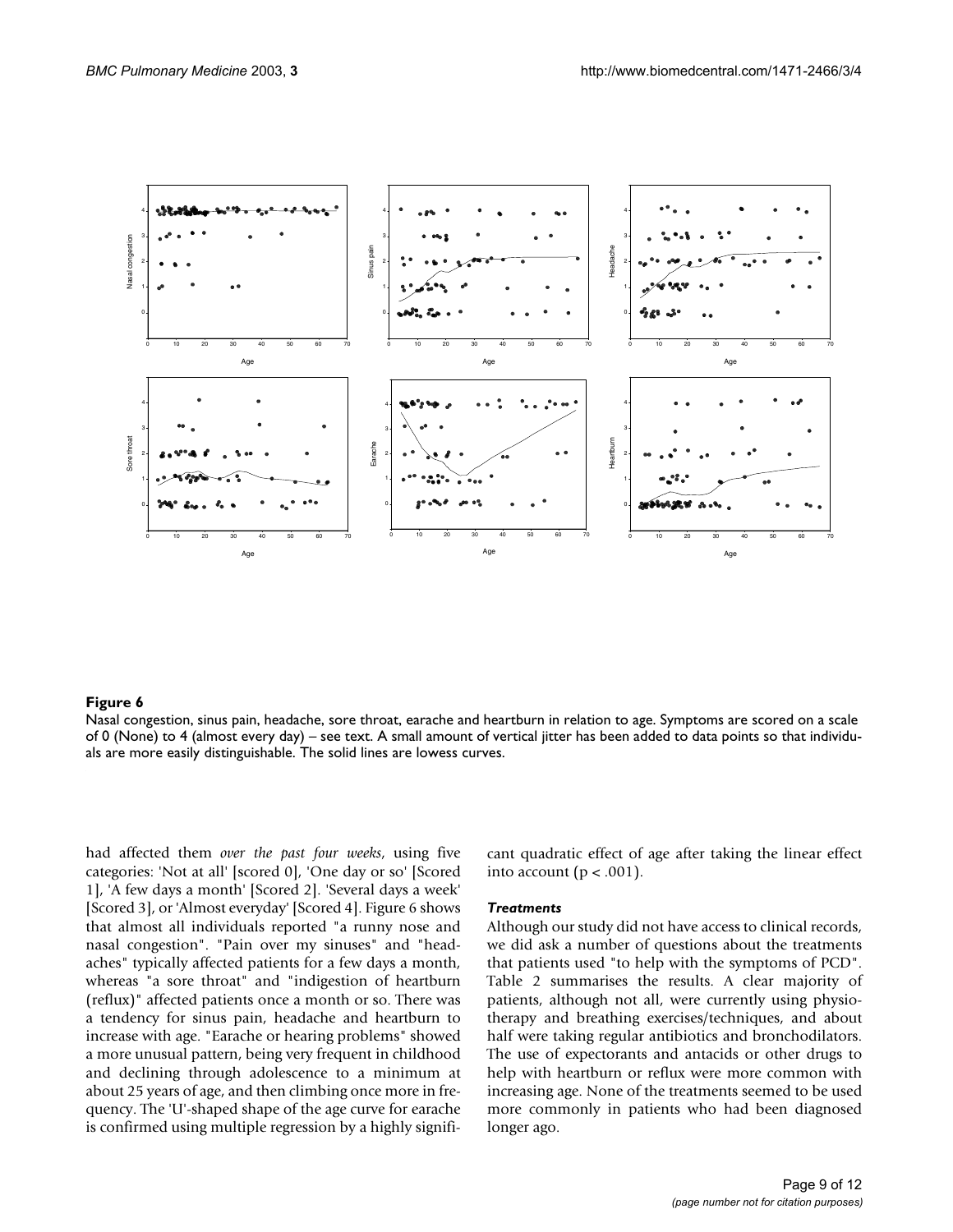**Figure 6**

Nasal congestion, sinus pain, headache, sore throat, earache and heartburn in relation to age. Symptoms are scored on a scale of 0 (None) to 4 (almost every day) – see text. A small amount of vertical jitter has been added to data points so that individuals are more easily distinguishable. The solid lines are lowess curves.

had affected them *over the past four weeks*, using five categories: 'Not at all' [scored 0], 'One day or so' [Scored 1], 'A few days a month' [Scored 2]. 'Several days a week' [Scored 3], or 'Almost everyday' [Scored 4]. Figure 6 shows that almost all individuals reported "a runny nose and nasal congestion". "Pain over my sinuses" and "headaches" typically affected patients for a few days a month, whereas "a sore throat" and "indigestion of heartburn (reflux)" affected patients once a month or so. There was a tendency for sinus pain, headache and heartburn to increase with age. "Earache or hearing problems" showed a more unusual pattern, being very frequent in childhood and declining through adolescence to a minimum at about 25 years of age, and then climbing once more in frequency. The 'U'-shaped shape of the age curve for earache is confirmed using multiple regression by a highly significant quadratic effect of age after taking the linear effect into account ($p < .001$).

### *Treatments*

Although our study did not have access to clinical records, we did ask a number of questions about the treatments that patients used "to help with the symptoms of PCD". Table 2 summarises the results. A clear majority of patients, although not all, were currently using physiotherapy and breathing exercises/techniques, and about half were taking regular antibiotics and bronchodilators. The use of expectorants and antacids or other drugs to help with heartburn or reflux were more common with increasing age. None of the treatments seemed to be used more commonly in patients who had been diagnosed longer ago.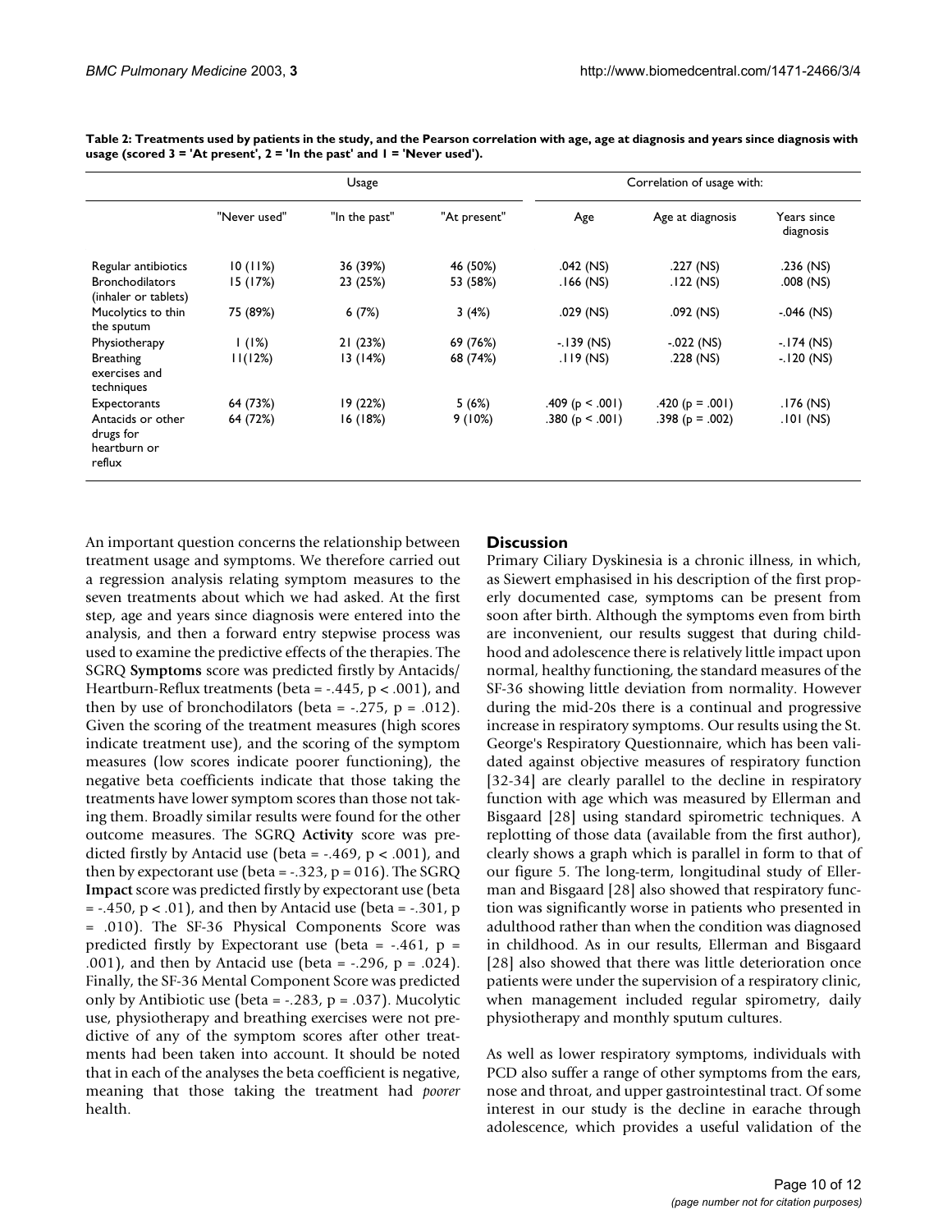**Table 2: Treatments used by patients in the study, and the Pearson correlation with age, age at diagnosis and years since diagnosis with usage (scored 3 = 'At present', 2 = 'In the past' and 1 = 'Never used').**

| | Usage | | | Correlation of usage with: | | |
|---|---|---|---|---|---|---|
| | "Never used" | "In the past" | "At present" | Age | Age at diagnosis | Years since diagnosis |
| Regular antibiotics | 10 (11%) | 36 (39%) | 46 (50%) | .042 (NS) | .227 (NS) | .236 (NS) |
| Bronchodilators (inhaler or tablets) | 15 (17%) | 23 (25%) | 53 (58%) | .166 (NS) | .122 (NS) | .008 (NS) |
| Mucolytics to thin the sputum | 75 (89%) | 6 (7%) | 3 (4%) | .029 (NS) | .092 (NS) | -.046 (NS) |
| Physiotherapy | 1 (1%) | 21 (23%) | 69 (76%) | -.139 (NS) | -.022 (NS) | -.174 (NS) |
| Breathing exercises and techniques | 11(12%) | 13 (14%) | 68 (74%) | .119 (NS) | .228 (NS) | -.120 (NS) |
| Expectorants | 64 (73%) | 19 (22%) | 5 (6%) | .409 ($p < .001$) | .420 ($p = .001$) | .176 (NS) |
| Antacids or other drugs for heartburn or reflux | 64 (72%) | 16 (18%) | 9 (10%) | .380 ($p < .001$) | .398 ($p = .002$) | .101 (NS) |

An important question concerns the relationship between treatment usage and symptoms. We therefore carried out a regression analysis relating symptom measures to the seven treatments about which we had asked. At the first step, age and years since diagnosis were entered into the analysis, and then a forward entry stepwise process was used to examine the predictive effects of the therapies. The SGRQ **Symptoms** score was predicted firstly by Antacids/Heartburn-Reflux treatments (beta = -.445, $p < .001$), and then by use of bronchodilators (beta = -.275, $p = .012$). Given the scoring of the treatment measures (high scores indicate treatment use), and the scoring of the symptom measures (low scores indicate poorer functioning), the negative beta coefficients indicate that those taking the treatments have lower symptom scores than those not taking them. Broadly similar results were found for the other outcome measures. The SGRQ **Activity** score was predicted firstly by Antacid use (beta = -.469, $p < .001$), and then by expectorant use (beta = -.323, p = 016). The SGRQ **Impact** score was predicted firstly by expectorant use (beta = -.450, $p < .01$), and then by Antacid use (beta = -.301, $p = .010$). The SF-36 Physical Components Score was predicted firstly by Expectorant use (beta = -.461, $p = .001$), and then by Antacid use (beta = -.296, $p = .024$). Finally, the SF-36 Mental Component Score was predicted only by Antibiotic use (beta = -.283, $p = .037$). Mucolytic use, physiotherapy and breathing exercises were not predictive of any of the symptom scores after other treatments had been taken into account. It should be noted that in each of the analyses the beta coefficient is negative, meaning that those taking the treatment had *poorer* health.

## Discussion

Primary Ciliary Dyskinesia is a chronic illness, in which, as Siewert emphasised in his description of the first properly documented case, symptoms can be present from soon after birth. Although the symptoms even from birth are inconvenient, our results suggest that during childhood and adolescence there is relatively little impact upon normal, healthy functioning, the standard measures of the SF-36 showing little deviation from normality. However during the mid-20s there is a continual and progressive increase in respiratory symptoms. Our results using the St. George's Respiratory Questionnaire, which has been validated against objective measures of respiratory function [32-34] are clearly parallel to the decline in respiratory function with age which was measured by Ellerman and Bisgaard [28] using standard spirometric techniques. A replotting of those data (available from the first author), clearly shows a graph which is parallel in form to that of our figure 5. The long-term, longitudinal study of Ellerman and Bisgaard [28] also showed that respiratory function was significantly worse in patients who presented in adulthood rather than when the condition was diagnosed in childhood. As in our results, Ellerman and Bisgaard [28] also showed that there was little deterioration once patients were under the supervision of a respiratory clinic, when management included regular spirometry, daily physiotherapy and monthly sputum cultures.

As well as lower respiratory symptoms, individuals with PCD also suffer a range of other symptoms from the ears, nose and throat, and upper gastrointestinal tract. Of some interest in our study is the decline in earache through adolescence, which provides a useful validation of the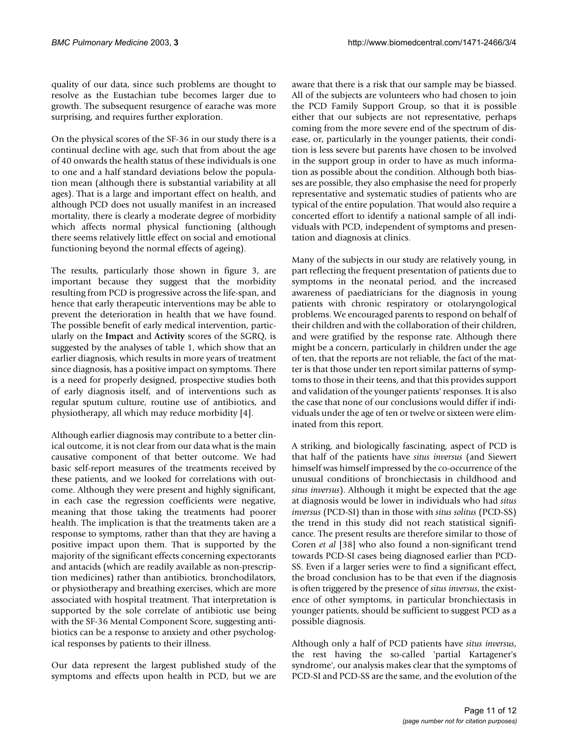quality of our data, since such problems are thought to resolve as the Eustachian tube becomes larger due to growth. The subsequent resurgence of earache was more surprising, and requires further exploration.

On the physical scores of the SF-36 in our study there is a continual decline with age, such that from about the age of 40 onwards the health status of these individuals is one to one and a half standard deviations below the population mean (although there is substantial variability at all ages). That is a large and important effect on health, and although PCD does not usually manifest in an increased mortality, there is clearly a moderate degree of morbidity which affects normal physical functioning (although there seems relatively little effect on social and emotional functioning beyond the normal effects of ageing).

The results, particularly those shown in figure 3, are important because they suggest that the morbidity resulting from PCD is progressive across the life-span, and hence that early therapeutic interventions may be able to prevent the deterioration in health that we have found. The possible benefit of early medical intervention, particularly on the **Impact** and **Activity** scores of the SGRQ, is suggested by the analyses of table 1, which show that an earlier diagnosis, which results in more years of treatment since diagnosis, has a positive impact on symptoms. There is a need for properly designed, prospective studies both of early diagnosis itself, and of interventions such as regular sputum culture, routine use of antibiotics, and physiotherapy, all which may reduce morbidity [4].

Although earlier diagnosis may contribute to a better clinical outcome, it is not clear from our data what is the main causative component of that better outcome. We had basic self-report measures of the treatments received by these patients, and we looked for correlations with outcome. Although they were present and highly significant, in each case the regression coefficients were negative, meaning that those taking the treatments had poorer health. The implication is that the treatments taken are a response to symptoms, rather than that they are having a positive impact upon them. That is supported by the majority of the significant effects concerning expectorants and antacids (which are readily available as non-prescription medicines) rather than antibiotics, bronchodilators, or physiotherapy and breathing exercises, which are more associated with hospital treatment. That interpretation is supported by the sole correlate of antibiotic use being with the SF-36 Mental Component Score, suggesting antibiotics can be a response to anxiety and other psychological responses by patients to their illness.

Our data represent the largest published study of the symptoms and effects upon health in PCD, but we are aware that there is a risk that our sample may be biassed. All of the subjects are volunteers who had chosen to join the PCD Family Support Group, so that it is possible either that our subjects are not representative, perhaps coming from the more severe end of the spectrum of disease, or, particularly in the younger patients, their condition is less severe but parents have chosen to be involved in the support group in order to have as much information as possible about the condition. Although both biasses are possible, they also emphasise the need for properly representative and systematic studies of patients who are typical of the entire population. That would also require a concerted effort to identify a national sample of all individuals with PCD, independent of symptoms and presentation and diagnosis at clinics.

Many of the subjects in our study are relatively young, in part reflecting the frequent presentation of patients due to symptoms in the neonatal period, and the increased awareness of paediatricians for the diagnosis in young patients with chronic respiratory or otolaryngological problems. We encouraged parents to respond on behalf of their children and with the collaboration of their children, and were gratified by the response rate. Although there might be a concern, particularly in children under the age of ten, that the reports are not reliable, the fact of the matter is that those under ten report similar patterns of symptoms to those in their teens, and that this provides support and validation of the younger patients' responses. It is also the case that none of our conclusions would differ if individuals under the age of ten or twelve or sixteen were eliminated from this report.

A striking, and biologically fascinating, aspect of PCD is that half of the patients have *situs inversus* (and Siewert himself was himself impressed by the co-occurrence of the unusual conditions of bronchiectasis in childhood and *situs inversus*). Although it might be expected that the age at diagnosis would be lower in individuals who had *situs inversus* (PCD-SI) than in those with *situs solitus* (PCD-SS) the trend in this study did not reach statistical significance. The present results are therefore similar to those of Coren *et al* [38] who also found a non-significant trend towards PCD-SI cases being diagnosed earlier than PCD-SS. Even if a larger series were to find a significant effect, the broad conclusion has to be that even if the diagnosis is often triggered by the presence of *situs inversus*, the existence of other symptoms, in particular bronchiectasis in younger patients, should be sufficient to suggest PCD as a possible diagnosis.

Although only a half of PCD patients have *situs inversus*, the rest having the so-called 'partial Kartagener's syndrome', our analysis makes clear that the symptoms of PCD-SI and PCD-SS are the same, and the evolution of the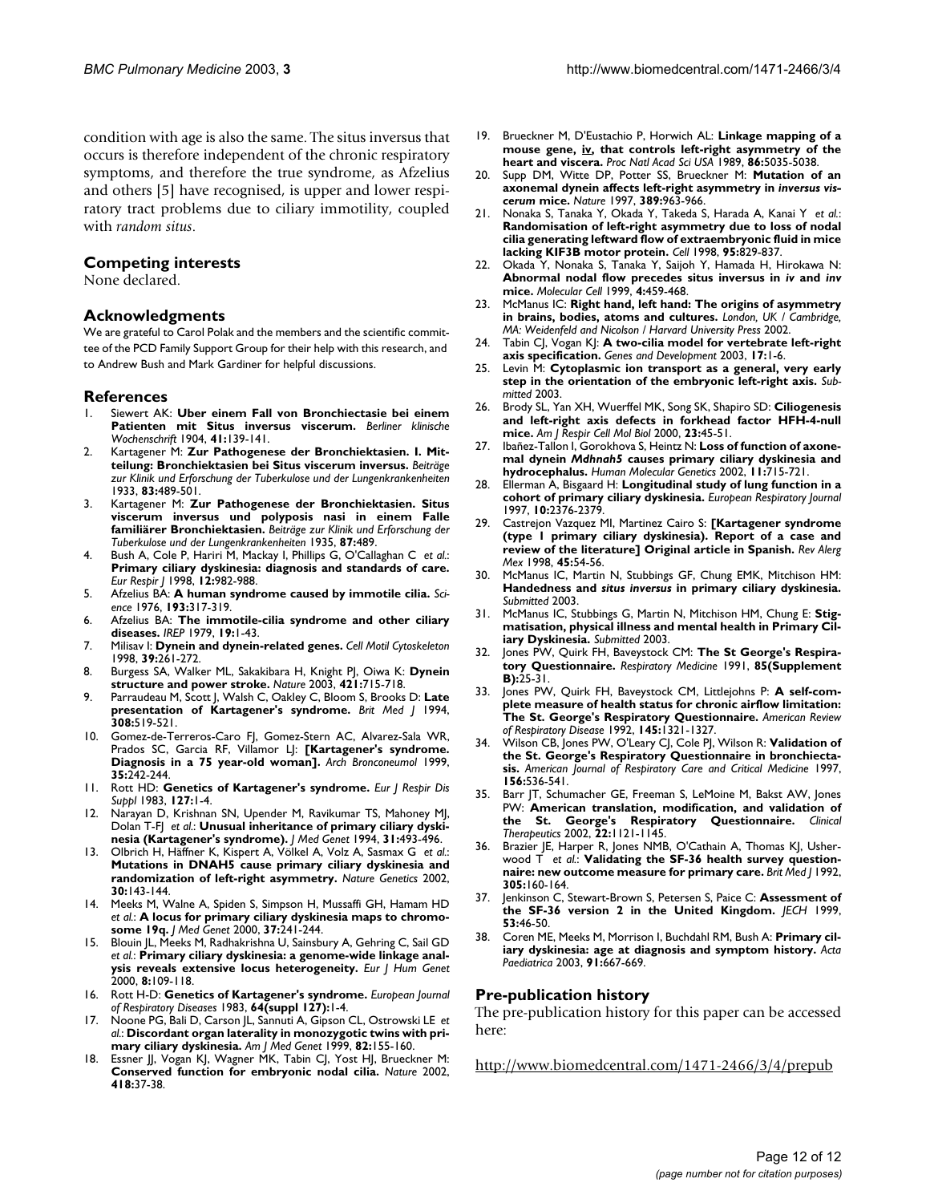condition with age is also the same. The situs inversus that occurs is therefore independent of the chronic respiratory symptoms, and therefore the true syndrome, as Afzelius and others [5] have recognised, is upper and lower respiratory tract problems due to ciliary immotility, coupled with *random situs*.

## Competing interests

None declared.

## Acknowledgments

We are grateful to Carol Polak and the members and the scientific committee of the PCD Family Support Group for their help with this research, and to Andrew Bush and Mark Gardiner for helpful discussions.

## References

1. Siewert AK: **Uber einem Fall von Bronchiectasie bei einem Patienten mit Situs inversus viscerum.** *Berliner klinische Wochenschrift* 1904, **41:**139-141.
2. Kartagener M: **Zur Pathogenese der Bronchiektasien. I. Mitteilung: Bronchiektasien bei Situs viscerum inversus.** *Beiträge zur Klinik und Erforschung der Tuberkulose und der Lungenkrankenheiten* 1933, **83:**489-501.
3. Kartagener M: **Zur Pathogenese der Bronchiektasien. Situs viscerum inversus und polyposis nasi in einem Falle familiärer Bronchiektasien.** *Beiträge zur Klinik und Erforschung der Tuberkulose und der Lungenkrankenheiten* 1935, **87:**489.
4. Bush A, Cole P, Hariri M, Mackay I, Phillips G, O'Callaghan C *et al.*: **Primary ciliary dyskinesia: diagnosis and standards of care.** *Eur Respir J* 1998, **12:**982-988.
5. Afzelius BA: **A human syndrome caused by immotile cilia.** *Science* 1976, **193:**317-319.
6. Afzelius BA: **The immotile-cilia syndrome and other ciliary diseases.** *IREP* 1979, **19:**1-43.
7. Milisav I: **Dynein and dynein-related genes.** *Cell Motil Cytoskeleton* 1998, **39:**261-272.
8. Burgess SA, Walker ML, Sakakibara H, Knight PJ, Oiwa K: **Dynein structure and power stroke.** *Nature* 2003, **421:**715-718.
9. Parraudeau M, Scott J, Walsh C, Oakley C, Bloom S, Brooks D: **Late presentation of Kartagener's syndrome.** *Brit Med J* 1994, **308:**519-521.
10. Gomez-de-Terreros-Caro FJ, Gomez-Stern AC, Alvarez-Sala WR, Prados SC, Garcia RF, Villamor LJ: **[Kartagener's syndrome. Diagnosis in a 75 year-old woman].** *Arch Bronconeumol* 1999, **35:**242-244.
11. Rott HD: **Genetics of Kartagener's syndrome.** *Eur J Respir Dis Suppl* 1983, **127:**1-4.
12. Narayan D, Krishnan SN, Upender M, Ravikumar TS, Mahoney MJ, Dolan T-FJ *et al.*: **Unusual inheritance of primary ciliary dyskinesia (Kartagener's syndrome).** *J Med Genet* 1994, **31:**493-496.
13. Olbrich H, Häffner K, Kispert A, Völkel A, Volz A, Sasmax G *et al.*: **Mutations in DNAH5 cause primary ciliary dyskinesia and randomization of left-right asymmetry.** *Nature Genetics* 2002, **30:**143-144.
14. Meeks M, Walne A, Spiden S, Simpson H, Mussaffi GH, Hamam HD *et al.*: **A locus for primary ciliary dyskinesia maps to chromosome 19q.** *J Med Genet* 2000, **37:**241-244.
15. Blouin JL, Meeks M, Radhakrishna U, Sainsbury A, Gehring C, Sail GD *et al.*: **Primary ciliary dyskinesia: a genome-wide linkage analysis reveals extensive locus heterogeneity.** *Eur J Hum Genet* 2000, **8:**109-118.
16. Rott H-D: **Genetics of Kartagener's syndrome.** *European Journal of Respiratory Diseases* 1983, **64(suppl 127):**1-4.
17. Noone PG, Bali D, Carson JL, Sannuti A, Gipson CL, Ostrowski LE *et al.*: **Discordant organ laterality in monozygotic twins with primary ciliary dyskinesia.** *Am J Med Genet* 1999, **82:**155-160.
18. Essner JJ, Vogan KJ, Wagner MK, Tabin CJ, Yost HJ, Brueckner M: **Conserved function for embryonic nodal cilia.** *Nature* 2002, **418:**37-38.
19. Brueckner M, D'Eustachio P, Horwich AL: **Linkage mapping of a mouse gene, iv, that controls left-right asymmetry of the heart and viscera.** *Proc Natl Acad Sci USA* 1989, **86:**5035-5038.
20. Supp DM, Witte DP, Potter SS, Brueckner M: **Mutation of an axonemal dynein affects left-right asymmetry in *inversus viscerum* mice.** *Nature* 1997, **389:**963-966.
21. Nonaka S, Tanaka Y, Okada Y, Takeda S, Harada A, Kanai Y *et al.*: **Randomisation of left-right asymmetry due to loss of nodal cilia generating leftward flow of extraembryonic fluid in mice lacking KIF3B motor protein.** *Cell* 1998, **95:**829-837.
22. Okada Y, Nonaka S, Tanaka Y, Saijoh Y, Hamada H, Hirokawa N: **Abnormal nodal flow precedes situs inversus in *iv* and *inv* mice.** *Molecular Cell* 1999, **4:**459-468.
23. McManus IC: **Right hand, left hand: The origins of asymmetry in brains, bodies, atoms and cultures.** *London, UK / Cambridge, MA: Weidenfeld and Nicolson / Harvard University Press* 2002.
24. Tabin CJ, Vogan KJ: **A two-cilia model for vertebrate left-right axis specification.** *Genes and Development* 2003, **17:**1-6.
25. Levin M: **Cytoplasmic ion transport as a general, very early step in the orientation of the embryonic left-right axis.** *Submitted* 2003.
26. Brody SL, Yan XH, Wuerffel MK, Song SK, Shapiro SD: **Ciliogenesis and left-right axis defects in forkhead factor HFH-4-null mice.** *Am J Respir Cell Mol Biol* 2000, **23:**45-51.
27. Ibañez-Tallon I, Gorokhova S, Heintz N: **Loss of function of axonemal dynein *Mdhnah5* causes primary ciliary dyskinesia and hydrocephalus.** *Human Molecular Genetics* 2002, **11:**715-721.
28. Ellerman A, Bisgaard H: **Longitudinal study of lung function in a cohort of primary ciliary dyskinesia.** *European Respiratory Journal* 1997, **10:**2376-2379.
29. Castrejon Vazquez MI, Martinez Cairo S: **[Kartagener syndrome (type 1 primary ciliary dyskinesia). Report of a case and review of the literature] Original article in Spanish.** *Rev Alerg Mex* 1998, **45:**54-56.
30. McManus IC, Martin N, Stubbings GF, Chung EMK, Mitchison HM: **Handedness and *situs inversus* in primary ciliary dyskinesia.** *Submitted* 2003.
31. McManus IC, Stubbings G, Martin N, Mitchison HM, Chung E: **Stigmatisation, physical illness and mental health in Primary Ciliary Dyskinesia.** *Submitted* 2003.
32. Jones PW, Quirk FH, Baveystock CM: **The St George's Respiratory Questionnaire.** *Respiratory Medicine* 1991, **85(Supplement B):**25-31.
33. Jones PW, Quirk FH, Baveystock CM, Littlejohns P: **A self-complete measure of health status for chronic airflow limitation: The St. George's Respiratory Questionnaire.** *American Review of Respiratory Disease* 1992, **145:**1321-1327.
34. Wilson CB, Jones PW, O'Leary CJ, Cole PJ, Wilson R: **Validation of the St. George's Respiratory Questionnaire in bronchiectasis.** *American Journal of Respiratory Care and Critical Medicine* 1997, **156:**536-541.
35. Barr JT, Schumacher GE, Freeman S, LeMoine M, Bakst AW, Jones PW: **American translation, modification, and validation of the St. George's Respiratory Questionnaire.** *Clinical Therapeutics* 2002, **22:**1121-1145.
36. Brazier JE, Harper R, Jones NMB, O'Cathain A, Thomas KJ, Usherwood T *et al.*: **Validating the SF-36 health survey questionnaire: new outcome measure for primary care.** *Brit Med J* 1992, **305:**160-164.
37. Jenkinson C, Stewart-Brown S, Petersen S, Paice C: **Assessment of the SF-36 version 2 in the United Kingdom.** *JECH* 1999, **53:**46-50.
38. Coren ME, Meeks M, Morrison I, Buchdahl RM, Bush A: **Primary ciliary dyskinesia: age at diagnosis and symptom history.** *Acta Paediatrica* 2003, **91:**667-669.

## Pre-publication history

The pre-publication history for this paper can be accessed here:

http://www.biomedcentral.com/1471-2466/3/4/prepub